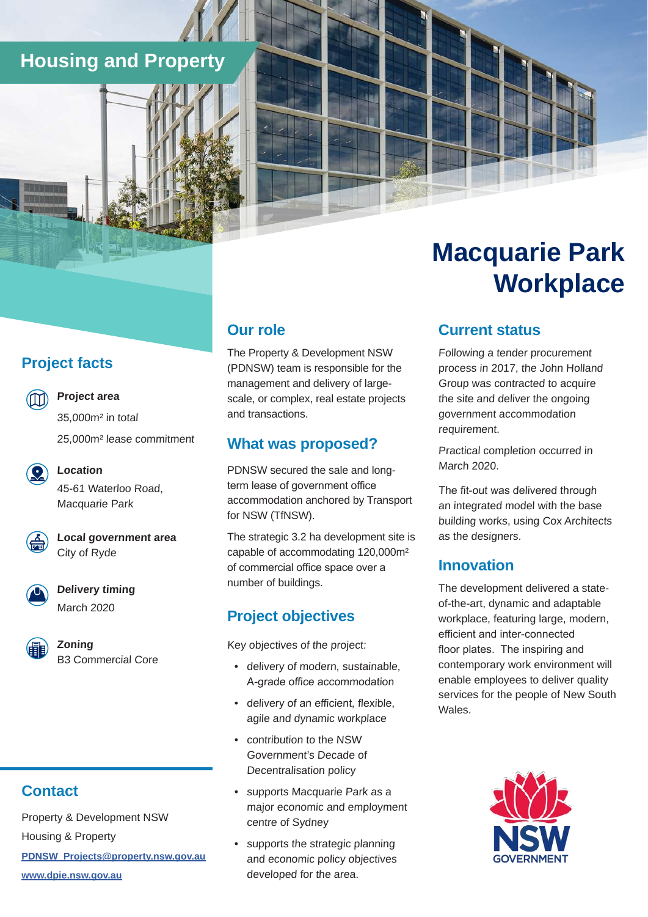Housing and Property

# Macquarie Park Workplace

## Project facts

**Project area**

35,000m² in total

25,000m² lease commitment

**Location**

45-61 Waterloo Road, Macquarie Park

**Local government area**

City of Ryde

**Delivery timing**

March 2020

**Zoning**

B3 Commercial Core

## Our role

The Property & Development NSW (PDNSW) team is responsible for the management and delivery of large-scale, or complex, real estate projects and transactions.

## What was proposed?

PDNSW secured the sale and long-term lease of government office accommodation anchored by Transport for NSW (TfNSW).

The strategic 3.2 ha development site is capable of accommodating 120,000m² of commercial office space over a number of buildings.

## Project objectives

*Key objectives of the project:*

- *delivery of modern, sustainable, A-grade office accommodation*
- *delivery of an efficient, flexible, agile and dynamic workplace*
- *contribution to the NSW Government's Decade of Decentralisation policy*
- *supports Macquarie Park as a major economic and employment centre of Sydney*
- *supports the strategic planning and economic policy objectives developed for the area.*

## Current status

*Following a tender procurement process in 2017, the John Holland Group was contracted to acquire the site and deliver the ongoing government accommodation requirement.*

*Practical completion occurred in March 2020.*

*The fit-out was delivered through an integrated model with the base building works, using Cox Architects as the designers.*

## Innovation

The development delivered a state-of-the-art, dynamic and adaptable workplace, featuring large, modern, efficient and inter-connected floor plates. The inspiring and contemporary work environment will enable employees to deliver quality services for the people of New South Wales.

## Contact

Property & Development NSW

Housing & Property

[PDNSW_Projects@property.nsw.gov.au](mailto:PDNSW_Projects@property.nsw.gov.au)

[www.dpie.nsw.gov.au](http://www.dpie.nsw.gov.au)

NSW GOVERNMENT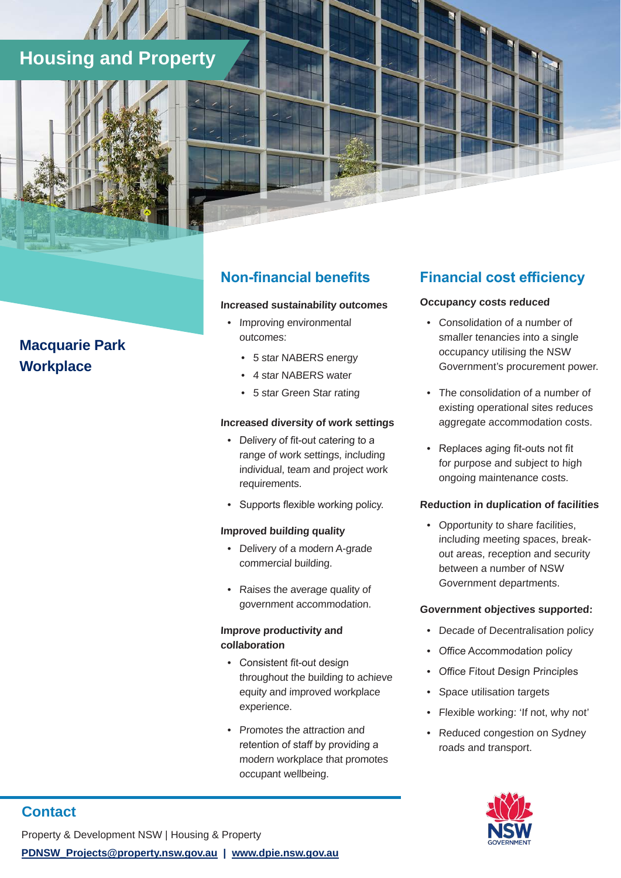# Housing and Property

## Macquarie Park Workplace

## Non-financial benefits

**Increased sustainability outcomes**

- Improving environmental outcomes:
  - 5 star NABERS energy
  - 4 star NABERS water
  - 5 star Green Star rating

**Increased diversity of work settings**

- Delivery of fit-out catering to a range of work settings, including individual, team and project work requirements.
- Supports flexible working policy.

**Improved building quality**

- Delivery of a modern A-grade commercial building.
- Raises the average quality of government accommodation.

**Improve productivity and collaboration**

- Consistent fit-out design throughout the building to achieve equity and improved workplace experience.
- Promotes the attraction and retention of staff by providing a modern workplace that promotes occupant wellbeing.

## Financial cost efficiency

**Occupancy costs reduced**

- Consolidation of a number of smaller tenancies into a single occupancy utilising the NSW Government's procurement power.
- The consolidation of a number of existing operational sites reduces aggregate accommodation costs.
- Replaces aging fit-outs not fit for purpose and subject to high ongoing maintenance costs.

**Reduction in duplication of facilities**

- Opportunity to share facilities, including meeting spaces, break-out areas, reception and security between a number of NSW Government departments.

**Government objectives supported:**

- Decade of Decentralisation policy
- Office Accommodation policy
- Office Fitout Design Principles
- Space utilisation targets
- Flexible working: 'If not, why not'
- Reduced congestion on Sydney roads and transport.

## Contact

Property & Development NSW | Housing & Property

PDNSW_Projects@property.nsw.gov.au | www.dpie.nsw.gov.au

NSW GOVERNMENT